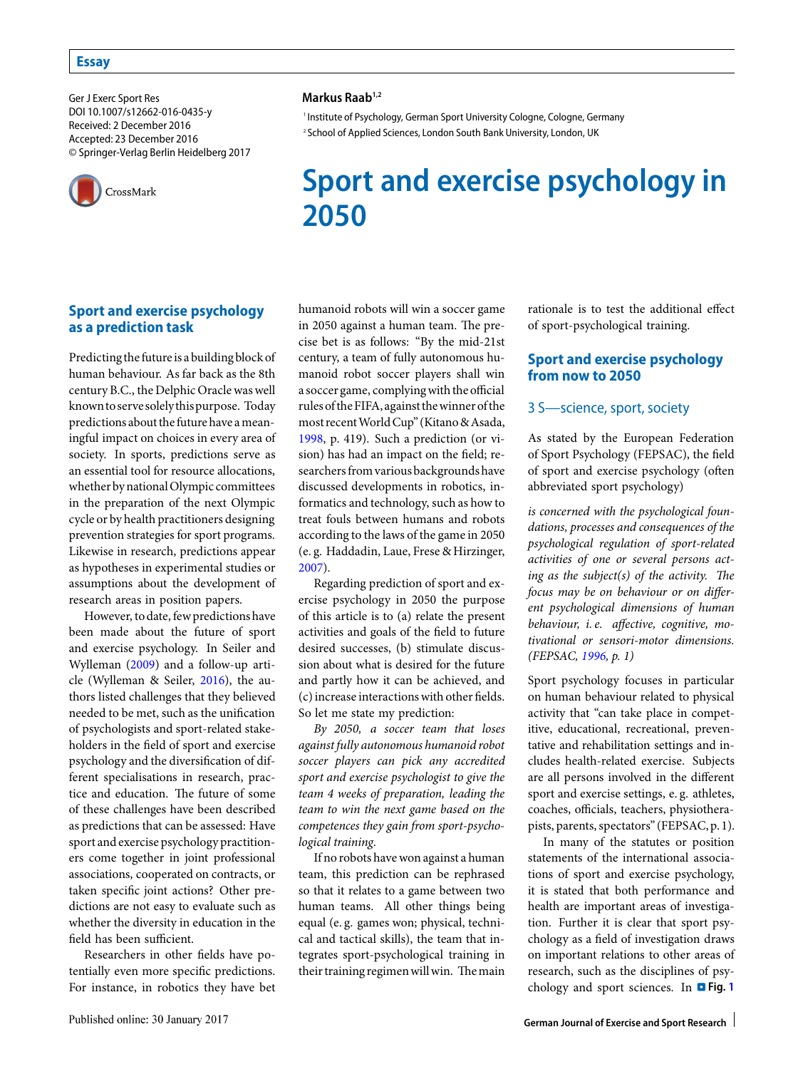Essay

Ger J Exerc Sport Res
DOI 10.1007/s12662-016-0435-y
Received: 2 December 2016
Accepted: 23 December 2016
© Springer-Verlag Berlin Heidelberg 2017

**Markus Raab**[1,2]

[1] Institute of Psychology, German Sport University Cologne, Cologne, Germany
[2] School of Applied Sciences, London South Bank University, London, UK

# Sport and exercise psychology in 2050

## Sport and exercise psychology as a prediction task

Predicting the future is a building block of human behaviour. As far back as the 8th century B.C., the Delphic Oracle was well known to serve solely this purpose. Today predictions about the future have a meaningful impact on choices in every area of society. In sports, predictions serve as an essential tool for resource allocations, whether by national Olympic committees in the preparation of the next Olympic cycle or by health practitioners designing prevention strategies for sport programs. Likewise in research, predictions appear as hypotheses in experimental studies or assumptions about the development of research areas in position papers.

However, to date, few predictions have been made about the future of sport and exercise psychology. In Seiler and Wylleman (2009) and a follow-up article (Wylleman & Seiler, 2016), the authors listed challenges that they believed needed to be met, such as the unification of psychologists and sport-related stakeholders in the field of sport and exercise psychology and the diversification of different specialisations in research, practice and education. The future of some of these challenges have been described as predictions that can be assessed: Have sport and exercise psychology practitioners come together in joint professional associations, cooperated on contracts, or taken specific joint actions? Other predictions are not easy to evaluate such as whether the diversity in education in the field has been sufficient.

Researchers in other fields have potentially even more specific predictions. For instance, in robotics they have bet humanoid robots will win a soccer game in 2050 against a human team. The precise bet is as follows: "By the mid-21st century, a team of fully autonomous humanoid robot soccer players shall win a soccer game, complying with the official rules of the FIFA, against the winner of the most recent World Cup" (Kitano & Asada, 1998, p. 419). Such a prediction (or vision) has had an impact on the field; researchers from various backgrounds have discussed developments in robotics, informatics and technology, such as how to treat fouls between humans and robots according to the laws of the game in 2050 (e. g. Haddadin, Laue, Frese & Hirzinger, 2007).

Regarding prediction of sport and exercise psychology in 2050 the purpose of this article is to (a) relate the present activities and goals of the field to future desired successes, (b) stimulate discussion about what is desired for the future and partly how it can be achieved, and (c) increase interactions with other fields. So let me state my prediction:

*By 2050, a soccer team that loses against fully autonomous humanoid robot soccer players can pick any accredited sport and exercise psychologist to give the team 4 weeks of preparation, leading the team to win the next game based on the competences they gain from sport-psychological training.*

If no robots have won against a human team, this prediction can be rephrased so that it relates to a game between two human teams. All other things being equal (e. g. games won; physical, technical and tactical skills), the team that integrates sport-psychological training in their training regimen will win. The main rationale is to test the additional effect of sport-psychological training.

## Sport and exercise psychology from now to 2050

### 3 S—science, sport, society

As stated by the European Federation of Sport Psychology (FEPSAC), the field of sport and exercise psychology (often abbreviated sport psychology)

> *is concerned with the psychological foundations, processes and consequences of the psychological regulation of sport-related activities of one or several persons acting as the subject(s) of the activity. The focus may be on behaviour or on different psychological dimensions of human behaviour, i. e. affective, cognitive, motivational or sensori-motor dimensions. (FEPSAC, 1996, p. 1)*

Sport psychology focuses in particular on human behaviour related to physical activity that "can take place in competitive, educational, recreational, preventative and rehabilitation settings and includes health-related exercise. Subjects are all persons involved in the different sport and exercise settings, e. g. athletes, coaches, officials, teachers, physiotherapists, parents, spectators" (FEPSAC, p. 1).

In many of the statutes or position statements of the international associations of sport and exercise psychology, it is stated that both performance and health are important areas of investigation. Further it is clear that sport psychology as a field of investigation draws on important relations to other areas of research, such as the disciplines of psychology and sport sciences. In Fig. 1

Published online: 30 January 2017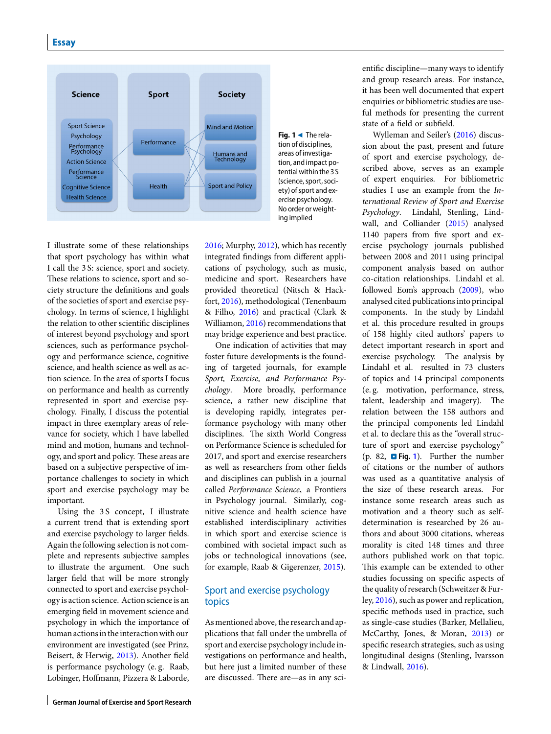Science

Sport Science
Psychology
Performance Psychology
Action Science
Performance Science
Cognitive Science
Health Science

Sport

Performance
Health

Society

Mind and Motion
Humans and Technology
Sport and Policy

**Fig. 1** ◄ The relation of disciplines, areas of investigation, and impact potential within the 3 S (science, sport, society) of sport and exercise psychology. No order or weighting implied

I illustrate some of these relationships that sport psychology has within what I call the 3 S: science, sport and society. These relations to science, sport and society structure the definitions and goals of the societies of sport and exercise psychology. In terms of science, I highlight the relation to other scientific disciplines of interest beyond psychology and sport sciences, such as performance psychology and performance science, cognitive science, and health science as well as action science. In the area of sports I focus on performance and health as currently represented in sport and exercise psychology. Finally, I discuss the potential impact in three exemplary areas of relevance for society, which I have labelled mind and motion, humans and technology, and sport and policy. These areas are based on a subjective perspective of importance challenges to society in which sport and exercise psychology may be important.

Using the 3 S concept, I illustrate a current trend that is extending sport and exercise psychology to larger fields. Again the following selection is not complete and represents subjective samples to illustrate the argument. One such larger field that will be more strongly connected to sport and exercise psychology is action science. Action science is an emerging field in movement science and psychology in which the importance of human actions in the interaction with our environment are investigated (see Prinz, Beisert, & Herwig, 2013). Another field is performance psychology (e. g. Raab, Lobinger, Hoffmann, Pizzera & Laborde, 2016; Murphy, 2012), which has recently integrated findings from different applications of psychology, such as music, medicine and sport. Researchers have provided theoretical (Nitsch & Hackfort, 2016), methodological (Tenenbaum & Filho, 2016) and practical (Clark & Williamon, 2016) recommendations that may bridge experience and best practice.

One indication of activities that may foster future developments is the founding of targeted journals, for example *Sport, Exercise, and Performance Psychology*. More broadly, performance science, a rather new discipline that is developing rapidly, integrates performance psychology with many other disciplines. The sixth World Congress on Performance Science is scheduled for 2017, and sport and exercise researchers as well as researchers from other fields and disciplines can publish in a journal called *Performance Science*, a Frontiers in Psychology journal. Similarly, cognitive science and health science have established interdisciplinary activities in which sport and exercise science is combined with societal impact such as jobs or technological innovations (see, for example, Raab & Gigerenzer, 2015).

## Sport and exercise psychology topics

As mentioned above, the research and applications that fall under the umbrella of sport and exercise psychology include investigations on performance and health, but here just a limited number of these are discussed. There are—as in any scientific discipline—many ways to identify and group research areas. For instance, it has been well documented that expert enquiries or bibliometric studies are useful methods for presenting the current state of a field or subfield.

Wylleman and Seiler's (2016) discussion about the past, present and future of sport and exercise psychology, described above, serves as an example of expert enquiries. For bibliometric studies I use an example from the *International Review of Sport and Exercise Psychology*. Lindahl, Stenling, Lindwall, and Colliander (2015) analysed 1140 papers from five sport and exercise psychology journals published between 2008 and 2011 using principal component analysis based on author co-citation relationships. Lindahl et al. followed Eom's approach (2009), who analysed cited publications into principal components. In the study by Lindahl et al. this procedure resulted in groups of 158 highly cited authors' papers to detect important research in sport and exercise psychology. The analysis by Lindahl et al. resulted in 73 clusters of topics and 14 principal components (e. g. motivation, performance, stress, talent, leadership and imagery). The relation between the 158 authors and the principal components led Lindahl et al. to declare this as the "overall structure of sport and exercise psychology" (p. 82, Fig. 1). Further the number of citations or the number of authors was used as a quantitative analysis of the size of these research areas. For instance some research areas such as motivation and a theory such as self-determination is researched by 26 authors and about 3000 citations, whereas morality is cited 148 times and three authors published work on that topic. This example can be extended to other studies focussing on specific aspects of the quality of research (Schweitzer & Furley, 2016), such as power and replication, specific methods used in practice, such as single-case studies (Barker, Mellalieu, McCarthy, Jones, & Moran, 2013) or specific research strategies, such as using longitudinal designs (Stenling, Ivarsson & Lindwall, 2016).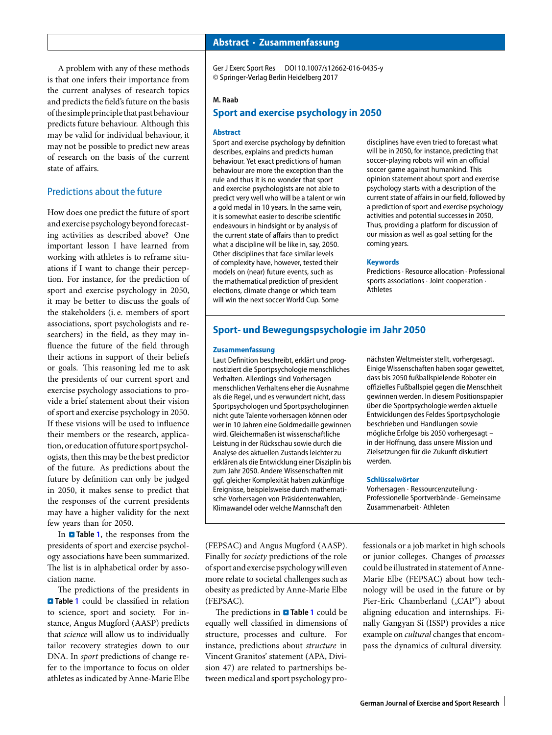A problem with any of these methods is that one infers their importance from the current analyses of research topics and predicts the field's future on the basis of the simple principle that past behaviour predicts future behaviour. Although this may be valid for individual behaviour, it may not be possible to predict new areas of research on the basis of the current state of affairs.

## Predictions about the future

How does one predict the future of sport and exercise psychology beyond forecasting activities as described above? One important lesson I have learned from working with athletes is to reframe situations if I want to change their perception. For instance, for the prediction of sport and exercise psychology in 2050, it may be better to discuss the goals of the stakeholders (i. e. members of sport associations, sport psychologists and researchers) in the field, as they may influence the future of the field through their actions in support of their beliefs or goals. This reasoning led me to ask the presidents of our current sport and exercise psychology associations to provide a brief statement about their vision of sport and exercise psychology in 2050. If these visions will be used to influence their members or the research, application, or education of future sport psychologists, then this may be the best predictor of the future. As predictions about the future by definition can only be judged in 2050, it makes sense to predict that the responses of the current presidents may have a higher validity for the next few years than for 2050.

In **Table 1**, the responses from the presidents of sport and exercise psychology associations have been summarized. The list is in alphabetical order by association name.

The predictions of the presidents in **Table 1** could be classified in relation to science, sport and society. For instance, Angus Mugford (AASP) predicts that *science* will allow us to individually tailor recovery strategies down to our DNA. In *sport* predictions of change refer to the importance to focus on older athletes as indicated by Anne-Marie Elbe (FEPSAC) and Angus Mugford (AASP). Finally for *society* predictions of the role of sport and exercise psychology will even more relate to societal challenges such as obesity as predicted by Anne-Marie Elbe (FEPSAC).

The predictions in **Table 1** could be equally well classified in dimensions of structure, processes and culture. For instance, predictions about *structure* in Vincent Granitos' statement (APA, Division 47) are related to partnerships between medical and sport psychology professionals or a job market in high schools or junior colleges. Changes of *processes* could be illustrated in statement of Anne-Marie Elbe (FEPSAC) about how technology will be used in the future or by Pier-Eric Chamberland („CAP") about aligning education and internships. Finally Gangyan Si (ISSP) provides a nice example on *cultural* changes that encompass the dynamics of cultural diversity.

## Abstract · Zusammenfassung

Ger J Exerc Sport Res DOI 10.1007/s12662-016-0435-y
© Springer-Verlag Berlin Heidelberg 2017

**M. Raab**

### Sport and exercise psychology in 2050

**Abstract**

Sport and exercise psychology by definition describes, explains and predicts human behaviour. Yet exact predictions of human behaviour are more the exception than the rule and thus it is no wonder that sport and exercise psychologists are not able to predict very well who will be a talent or win a gold medal in 10 years. In the same vein, it is somewhat easier to describe scientific endeavours in hindsight or by analysis of the current state of affairs than to predict what a discipline will be like in, say, 2050. Other disciplines that face similar levels of complexity have, however, tested their models on (near) future events, such as the mathematical prediction of president elections, climate change or which team will win the next soccer World Cup. Some disciplines have even tried to forecast what will be in 2050, for instance, predicting that soccer-playing robots will win an official soccer game against humankind. This opinion statement about sport and exercise psychology starts with a description of the current state of affairs in our field, followed by a prediction of sport and exercise psychology activities and potential successes in 2050, Thus, providing a platform for discussion of our mission as well as goal setting for the coming years.

**Keywords**

Predictions · Resource allocation · Professional sports associations · Joint cooperation · Athletes

### Sport- und Bewegungspsychologie im Jahr 2050

**Zusammenfassung**

Laut Definition beschreibt, erklärt und prognostiziert die Sportpsychologie menschliches Verhalten. Allerdings sind Vorhersagen menschlichen Verhaltens eher die Ausnahme als die Regel, und es verwundert nicht, dass Sportpsychologen und Sportpsychologinnen nicht gute Talente vorhersagen können oder wer in 10 Jahren eine Goldmedaille gewinnen wird. Gleichermaßen ist wissenschaftliche Leistung in der Rückschau sowie durch die Analyse des aktuellen Zustands leichter zu erklären als die Entwicklung einer Disziplin bis zum Jahr 2050. Andere Wissenschaften mit ggf. gleicher Komplexität haben zukünftige Ereignisse, beispielsweise durch mathematische Vorhersagen von Präsidentenwahlen, Klimawandel oder welche Mannschaft den nächsten Weltmeister stellt, vorhergesagt. Einige Wissenschaften haben sogar gewettet, dass bis 2050 fußballspielende Roboter ein offizielles Fußballspiel gegen die Menschheit gewinnen werden. In diesem Positionspapier über die Sportpsychologie werden aktuelle Entwicklungen des Feldes Sportpsychologie beschrieben und Handlungen sowie mögliche Erfolge bis 2050 vorhergesagt – in der Hoffnung, dass unsere Mission und Zielsetzungen für die Zukunft diskutiert werden.

**Schlüsselwörter**

Vorhersagen · Ressourcenzuteilung · Professionelle Sportverbände · Gemeinsame Zusammenarbeit · Athleten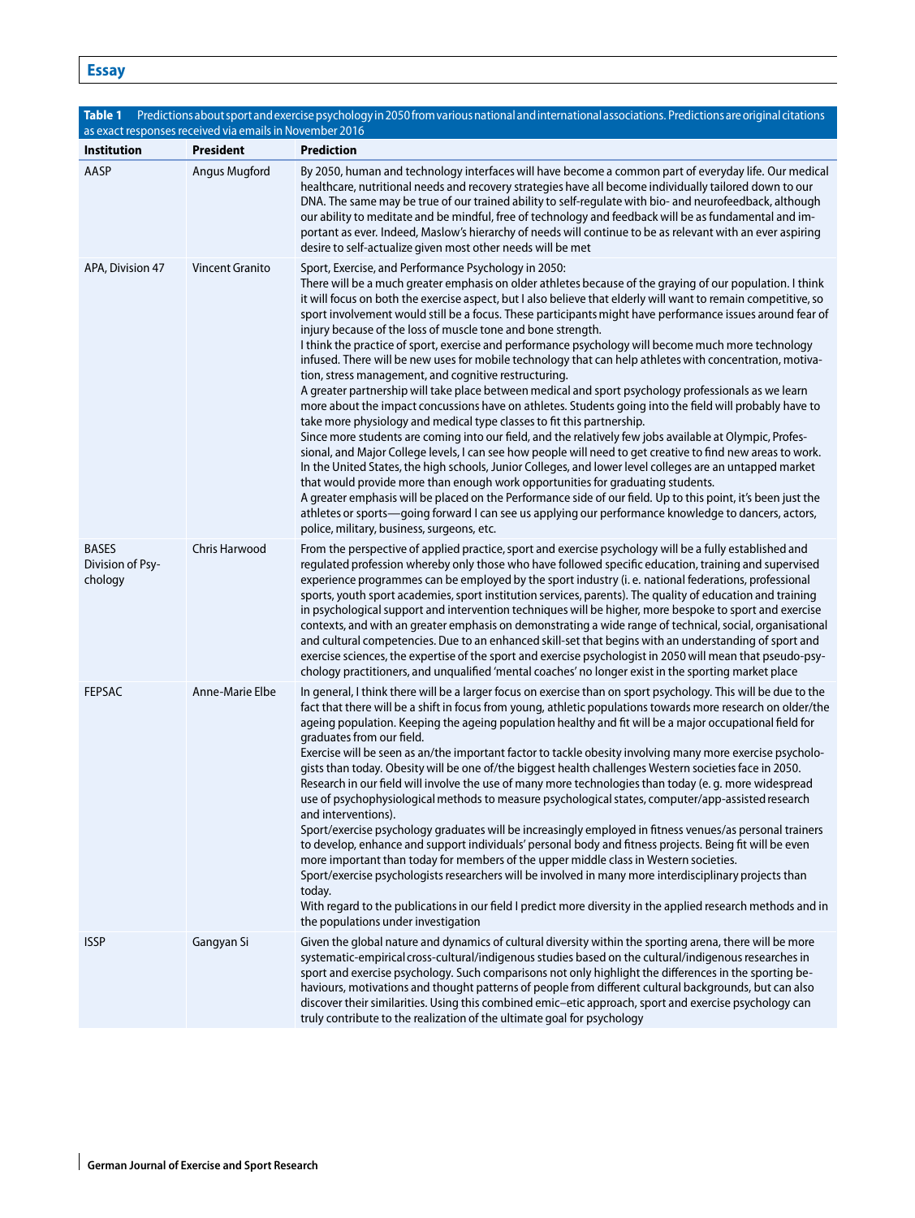**Table 1** Predictions about sport and exercise psychology in 2050 from various national and international associations. Predictions are original citations as exact responses received via emails in November 2016

| Institution | President | Prediction |
|---|---|---|
| AASP | Angus Mugford | By 2050, human and technology interfaces will have become a common part of everyday life. Our medical healthcare, nutritional needs and recovery strategies have all become individually tailored down to our DNA. The same may be true of our trained ability to self-regulate with bio- and neurofeedback, although our ability to meditate and be mindful, free of technology and feedback will be as fundamental and important as ever. Indeed, Maslow's hierarchy of needs will continue to be as relevant with an ever aspiring desire to self-actualize given most other needs will be met |
| APA, Division 47 | Vincent Granito | Sport, Exercise, and Performance Psychology in 2050: There will be a much greater emphasis on older athletes because of the graying of our population. I think it will focus on both the exercise aspect, but I also believe that elderly will want to remain competitive, so sport involvement would still be a focus. These participants might have performance issues around fear of injury because of the loss of muscle tone and bone strength. I think the practice of sport, exercise and performance psychology will become much more technology infused. There will be new uses for mobile technology that can help athletes with concentration, motivation, stress management, and cognitive restructuring. A greater partnership will take place between medical and sport psychology professionals as we learn more about the impact concussions have on athletes. Students going into the field will probably have to take more physiology and medical type classes to fit this partnership. Since more students are coming into our field, and the relatively few jobs available at Olympic, Professional, and Major College levels, I can see how people will need to get creative to find new areas to work. In the United States, the high schools, Junior Colleges, and lower level colleges are an untapped market that would provide more than enough work opportunities for graduating students. A greater emphasis will be placed on the Performance side of our field. Up to this point, it's been just the athletes or sports—going forward I can see us applying our performance knowledge to dancers, actors, police, military, business, surgeons, etc. |
| BASES Division of Psychology | Chris Harwood | From the perspective of applied practice, sport and exercise psychology will be a fully established and regulated profession whereby only those who have followed specific education, training and supervised experience programmes can be employed by the sport industry (i. e. national federations, professional sports, youth sport academies, sport institution services, parents). The quality of education and training in psychological support and intervention techniques will be higher, more bespoke to sport and exercise contexts, and with an greater emphasis on demonstrating a wide range of technical, social, organisational and cultural competencies. Due to an enhanced skill-set that begins with an understanding of sport and exercise sciences, the expertise of the sport and exercise psychologist in 2050 will mean that pseudo-psychology practitioners, and unqualified 'mental coaches' no longer exist in the sporting market place |
| FEPSAC | Anne-Marie Elbe | In general, I think there will be a larger focus on exercise than on sport psychology. This will be due to the fact that there will be a shift in focus from young, athletic populations towards more research on older/the ageing population. Keeping the ageing population healthy and fit will be a major occupational field for graduates from our field. Exercise will be seen as an/the important factor to tackle obesity involving many more exercise psychologists than today. Obesity will be one of/the biggest health challenges Western societies face in 2050. Research in our field will involve the use of many more technologies than today (e. g. more widespread use of psychophysiological methods to measure psychological states, computer/app-assisted research and interventions). Sport/exercise psychology graduates will be increasingly employed in fitness venues/as personal trainers to develop, enhance and support individuals' personal body and fitness projects. Being fit will be even more important than today for members of the upper middle class in Western societies. Sport/exercise psychologists researchers will be involved in many more interdisciplinary projects than today. With regard to the publications in our field I predict more diversity in the applied research methods and in the populations under investigation |
| ISSP | Gangyan Si | Given the global nature and dynamics of cultural diversity within the sporting arena, there will be more systematic-empirical cross-cultural/indigenous studies based on the cultural/indigenous researches in sport and exercise psychology. Such comparisons not only highlight the differences in the sporting behaviours, motivations and thought patterns of people from different cultural backgrounds, but can also discover their similarities. Using this combined emic–etic approach, sport and exercise psychology can truly contribute to the realization of the ultimate goal for psychology |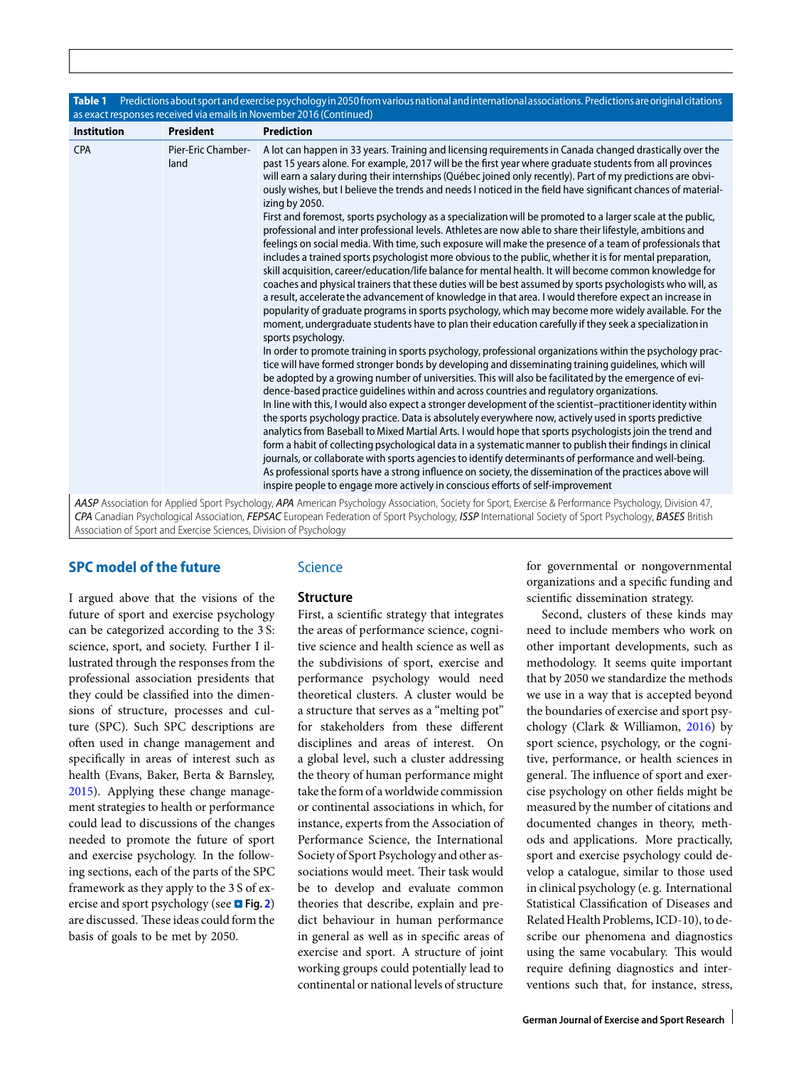**Table 1** Predictions about sport and exercise psychology in 2050 from various national and international associations. Predictions are original citations as exact responses received via emails in November 2016 (Continued)

| Institution | President | Prediction |
|---|---|---|
| CPA | Pier-Eric Chamberland | A lot can happen in 33 years. Training and licensing requirements in Canada changed drastically over the past 15 years alone. For example, 2017 will be the first year where graduate students from all provinces will earn a salary during their internships (Québec joined only recently). Part of my predictions are obviously wishes, but I believe the trends and needs I noticed in the field have significant chances of materializing by 2050.<br>First and foremost, sports psychology as a specialization will be promoted to a larger scale at the public, professional and inter professional levels. Athletes are now able to share their lifestyle, ambitions and feelings on social media. With time, such exposure will make the presence of a team of professionals that includes a trained sports psychologist more obvious to the public, whether it is for mental preparation, skill acquisition, career/education/life balance for mental health. It will become common knowledge for coaches and physical trainers that these duties will be best assumed by sports psychologists who will, as a result, accelerate the advancement of knowledge in that area. I would therefore expect an increase in popularity of graduate programs in sports psychology, which may become more widely available. For the moment, undergraduate students have to plan their education carefully if they seek a specialization in sports psychology.<br>In order to promote training in sports psychology, professional organizations within the psychology practice will have formed stronger bonds by developing and disseminating training guidelines, which will be adopted by a growing number of universities. This will also be facilitated by the emergence of evidence-based practice guidelines within and across countries and regulatory organizations.<br>In line with this, I would also expect a stronger development of the scientist–practitioner identity within the sports psychology practice. Data is absolutely everywhere now, actively used in sports predictive analytics from Baseball to Mixed Martial Arts. I would hope that sports psychologists join the trend and form a habit of collecting psychological data in a systematic manner to publish their findings in clinical journals, or collaborate with sports agencies to identify determinants of performance and well-being.<br>As professional sports have a strong influence on society, the dissemination of the practices above will inspire people to engage more actively in conscious efforts of self-improvement |

*AASP* Association for Applied Sport Psychology, *APA* American Psychology Association, Society for Sport, Exercise & Performance Psychology, Division 47, *CPA* Canadian Psychological Association, *FEPSAC* European Federation of Sport Psychology, *ISSP* International Society of Sport Psychology, *BASES* British Association of Sport and Exercise Sciences, Division of Psychology

## SPC model of the future

I argued above that the visions of the future of sport and exercise psychology can be categorized according to the 3 S: science, sport, and society. Further I illustrated through the responses from the professional association presidents that they could be classified into the dimensions of structure, processes and culture (SPC). Such SPC descriptions are often used in change management and specifically in areas of interest such as health (Evans, Baker, Berta & Barnsley, 2015). Applying these change management strategies to health or performance could lead to discussions of the changes needed to promote the future of sport and exercise psychology. In the following sections, each of the parts of the SPC framework as they apply to the 3 S of exercise and sport psychology (see Fig. 2) are discussed. These ideas could form the basis of goals to be met by 2050.

## Science

### Structure

First, a scientific strategy that integrates the areas of performance science, cognitive science and health science as well as the subdivisions of sport, exercise and performance psychology would need theoretical clusters. A cluster would be a structure that serves as a "melting pot" for stakeholders from these different disciplines and areas of interest. On a global level, such a cluster addressing the theory of human performance might take the form of a worldwide commission or continental associations in which, for instance, experts from the Association of Performance Science, the International Society of Sport Psychology and other associations would meet. Their task would be to develop and evaluate common theories that describe, explain and predict behaviour in human performance in general as well as in specific areas of exercise and sport. A structure of joint working groups could potentially lead to continental or national levels of structure for governmental or nongovernmental organizations and a specific funding and scientific dissemination strategy.

Second, clusters of these kinds may need to include members who work on other important developments, such as methodology. It seems quite important that by 2050 we standardize the methods we use in a way that is accepted beyond the boundaries of exercise and sport psychology (Clark & Williamon, 2016) by sport science, psychology, or the cognitive, performance, or health sciences in general. The influence of sport and exercise psychology on other fields might be measured by the number of citations and documented changes in theory, methods and applications. More practically, sport and exercise psychology could develop a catalogue, similar to those used in clinical psychology (e. g. International Statistical Classification of Diseases and Related Health Problems, ICD-10), to describe our phenomena and diagnostics using the same vocabulary. This would require defining diagnostics and interventions such that, for instance, stress,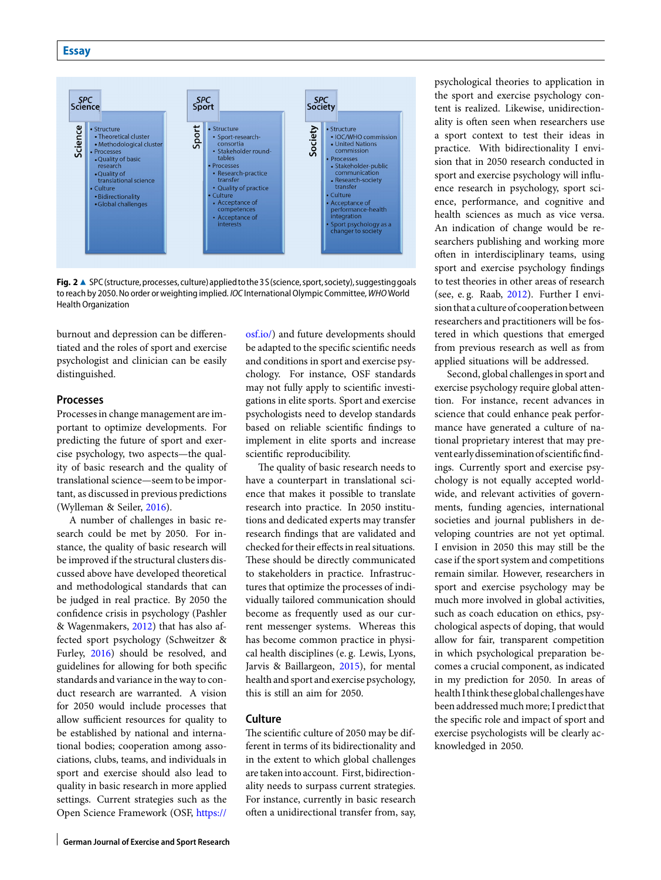| SPC Science | SPC Sport | SPC Society |
|---|---|---|
| • Structure<br>• Theoretical cluster<br>• Methodological cluster<br>• Processes<br>• Quality of basic research<br>• Quality of translational science<br>• Culture<br>• Bidirectionality<br>• Global challenges | • Structure<br>• Sport-research-consortia<br>• Stakeholder round-tables<br>• Processes<br>• Research-practice transfer<br>• Quality of practice<br>• Culture<br>• Acceptance of competences<br>• Acceptance of interests | • Structure<br>• IOC/WHO commission<br>• United Nations commission<br>• Processes<br>• Stakeholder-public communication<br>• Research-society transfer<br>• Culture<br>• Acceptance of performance-health integration<br>• Sport psychology as a changer to society |

**Fig. 2** ▲ SPC (structure, processes, culture) applied to the 3 S (science, sport, society), suggesting goals to reach by 2050. No order or weighting implied. *IOC* International Olympic Committee, *WHO* World Health Organization

burnout and depression can be differentiated and the roles of sport and exercise psychologist and clinician can be easily distinguished.

## Processes

Processes in change management are important to optimize developments. For predicting the future of sport and exercise psychology, two aspects—the quality of basic research and the quality of translational science—seem to be important, as discussed in previous predictions (Wylleman & Seiler, 2016).

A number of challenges in basic research could be met by 2050. For instance, the quality of basic research will be improved if the structural clusters discussed above have developed theoretical and methodological standards that can be judged in real practice. By 2050 the confidence crisis in psychology (Pashler & Wagenmakers, 2012) that has also affected sport psychology (Schweitzer & Furley, 2016) should be resolved, and guidelines for allowing for both specific standards and variance in the way to conduct research are warranted. A vision for 2050 would include processes that allow sufficient resources for quality to be established by national and international bodies; cooperation among associations, clubs, teams, and individuals in sport and exercise should also lead to quality in basic research in more applied settings. Current strategies such as the Open Science Framework (OSF, https://osf.io/) and future developments should be adapted to the specific scientific needs and conditions in sport and exercise psychology. For instance, OSF standards may not fully apply to scientific investigations in elite sports. Sport and exercise psychologists need to develop standards based on reliable scientific findings to implement in elite sports and increase scientific reproducibility.

The quality of basic research needs to have a counterpart in translational science that makes it possible to translate research into practice. In 2050 institutions and dedicated experts may transfer research findings that are validated and checked for their effects in real situations. These should be directly communicated to stakeholders in practice. Infrastructures that optimize the processes of individually tailored communication should become as frequently used as our current messenger systems. Whereas this has become common practice in physical health disciplines (e. g. Lewis, Lyons, Jarvis & Baillargeon, 2015), for mental health and sport and exercise psychology, this is still an aim for 2050.

## Culture

The scientific culture of 2050 may be different in terms of its bidirectionality and in the extent to which global challenges are taken into account. First, bidirectionality needs to surpass current strategies. For instance, currently in basic research often a unidirectional transfer from, say, psychological theories to application in the sport and exercise psychology content is realized. Likewise, unidirectionality is often seen when researchers use a sport context to test their ideas in practice. With bidirectionality I envision that in 2050 research conducted in sport and exercise psychology will influence research in psychology, sport science, performance, and cognitive and health sciences as much as vice versa. An indication of change would be researchers publishing and working more often in interdisciplinary teams, using sport and exercise psychology findings to test theories in other areas of research (see, e. g. Raab, 2012). Further I envision that a culture of cooperation between researchers and practitioners will be fostered in which questions that emerged from previous research as well as from applied situations will be addressed.

Second, global challenges in sport and exercise psychology require global attention. For instance, recent advances in science that could enhance peak performance have generated a culture of national proprietary interest that may prevent early dissemination of scientific findings. Currently sport and exercise psychology is not equally accepted worldwide, and relevant activities of governments, funding agencies, international societies and journal publishers in developing countries are not yet optimal. I envision in 2050 this may still be the case if the sport system and competitions remain similar. However, researchers in sport and exercise psychology may be much more involved in global activities, such as coach education on ethics, psychological aspects of doping, that would allow for fair, transparent competition in which psychological preparation becomes a crucial component, as indicated in my prediction for 2050. In areas of health I think these global challenges have been addressed much more; I predict that the specific role and impact of sport and exercise psychologists will be clearly acknowledged in 2050.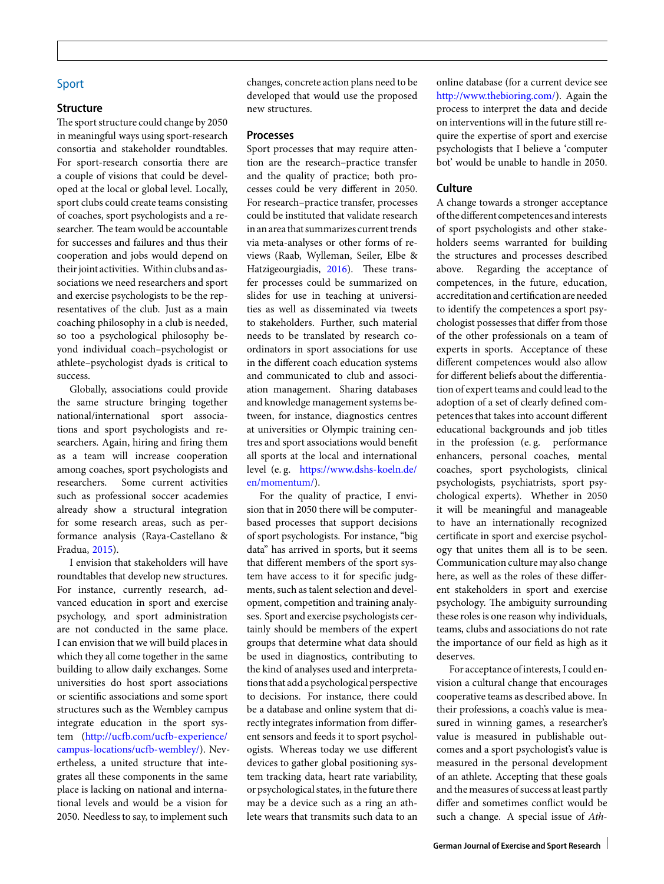## Sport

### Structure

The sport structure could change by 2050 in meaningful ways using sport-research consortia and stakeholder roundtables. For sport-research consortia there are a couple of visions that could be developed at the local or global level. Locally, sport clubs could create teams consisting of coaches, sport psychologists and a researcher. The team would be accountable for successes and failures and thus their cooperation and jobs would depend on their joint activities. Within clubs and associations we need researchers and sport and exercise psychologists to be the representatives of the club. Just as a main coaching philosophy in a club is needed, so too a psychological philosophy beyond individual coach–psychologist or athlete–psychologist dyads is critical to success.

Globally, associations could provide the same structure bringing together national/international sport associations and sport psychologists and researchers. Again, hiring and firing them as a team will increase cooperation among coaches, sport psychologists and researchers. Some current activities such as professional soccer academies already show a structural integration for some research areas, such as performance analysis (Raya-Castellano & Fradua, 2015).

I envision that stakeholders will have roundtables that develop new structures. For instance, currently research, advanced education in sport and exercise psychology, and sport administration are not conducted in the same place. I can envision that we will build places in which they all come together in the same building to allow daily exchanges. Some universities do host sport associations or scientific associations and some sport structures such as the Wembley campus integrate education in the sport system (http://ucfb.com/ucfb-experience/campus-locations/ucfb-wembley/). Nevertheless, a united structure that integrates all these components in the same place is lacking on national and international levels and would be a vision for 2050. Needless to say, to implement such changes, concrete action plans need to be developed that would use the proposed new structures.

### Processes

Sport processes that may require attention are the research–practice transfer and the quality of practice; both processes could be very different in 2050. For research–practice transfer, processes could be instituted that validate research in an area that summarizes current trends via meta-analyses or other forms of reviews (Raab, Wylleman, Seiler, Elbe & Hatzigeourgiadis, 2016). These transfer processes could be summarized on slides for use in teaching at universities as well as disseminated via tweets to stakeholders. Further, such material needs to be translated by research coordinators in sport associations for use in the different coach education systems and communicated to club and association management. Sharing databases and knowledge management systems between, for instance, diagnostics centres at universities or Olympic training centres and sport associations would benefit all sports at the local and international level (e. g. https://www.dshs-koeln.de/en/momentum/).

For the quality of practice, I envision that in 2050 there will be computer-based processes that support decisions of sport psychologists. For instance, "big data" has arrived in sports, but it seems that different members of the sport system have access to it for specific judgments, such as talent selection and development, competition and training analyses. Sport and exercise psychologists certainly should be members of the expert groups that determine what data should be used in diagnostics, contributing to the kind of analyses used and interpretations that add a psychological perspective to decisions. For instance, there could be a database and online system that directly integrates information from different sensors and feeds it to sport psychologists. Whereas today we use different devices to gather global positioning system tracking data, heart rate variability, or psychological states, in the future there may be a device such as a ring an athlete wears that transmits such data to an online database (for a current device see http://www.thebioring.com/). Again the process to interpret the data and decide on interventions will in the future still require the expertise of sport and exercise psychologists that I believe a 'computer bot' would be unable to handle in 2050.

### Culture

A change towards a stronger acceptance of the different competences and interests of sport psychologists and other stakeholders seems warranted for building the structures and processes described above. Regarding the acceptance of competences, in the future, education, accreditation and certification are needed to identify the competences a sport psychologist possesses that differ from those of the other professionals on a team of experts in sports. Acceptance of these different competences would also allow for different beliefs about the differentiation of expert teams and could lead to the adoption of a set of clearly defined competences that takes into account different educational backgrounds and job titles in the profession (e. g. performance enhancers, personal coaches, mental coaches, sport psychologists, clinical psychologists, psychiatrists, sport psychological experts). Whether in 2050 it will be meaningful and manageable to have an internationally recognized certificate in sport and exercise psychology that unites them all is to be seen. Communication culture may also change here, as well as the roles of these different stakeholders in sport and exercise psychology. The ambiguity surrounding these roles is one reason why individuals, teams, clubs and associations do not rate the importance of our field as high as it deserves.

For acceptance of interests, I could envision a cultural change that encourages cooperative teams as described above. In their professions, a coach's value is measured in winning games, a researcher's value is measured in publishable outcomes and a sport psychologist's value is measured in the personal development of an athlete. Accepting that these goals and the measures of success at least partly differ and sometimes conflict would be such a change. A special issue of *Ath-*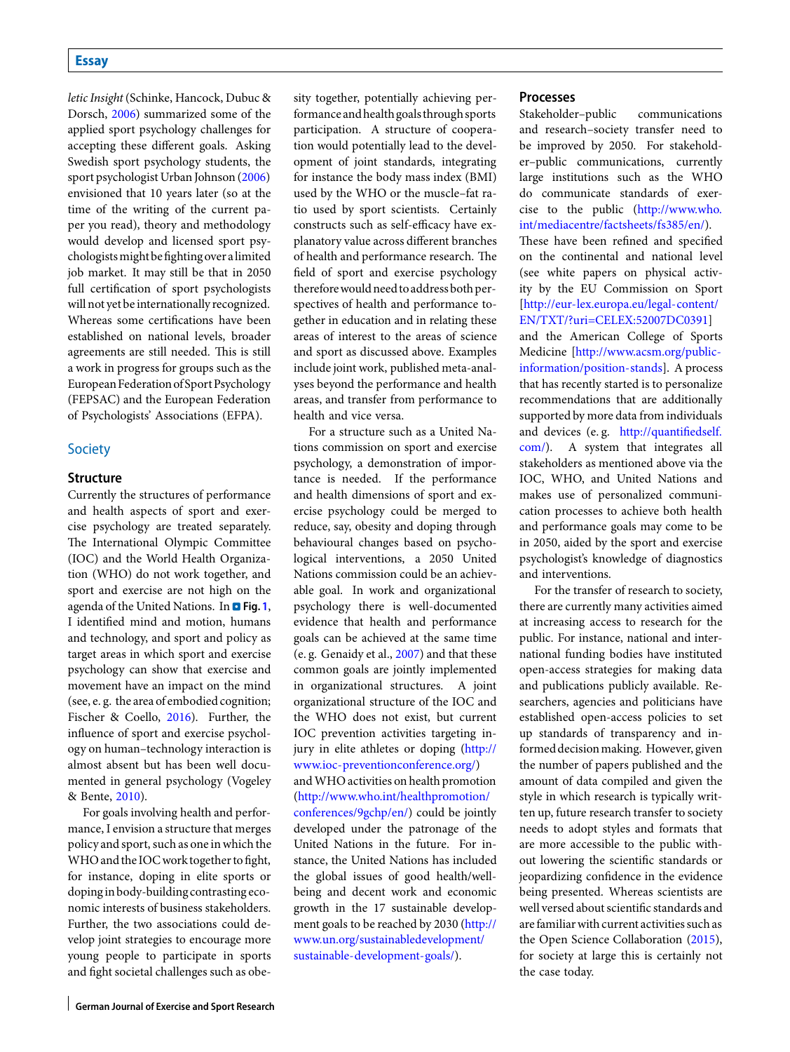*letic Insight* (Schinke, Hancock, Dubuc & Dorsch, 2006) summarized some of the applied sport psychology challenges for accepting these different goals. Asking Swedish sport psychology students, the sport psychologist Urban Johnson (2006) envisioned that 10 years later (so at the time of the writing of the current paper you read), theory and methodology would develop and licensed sport psychologists might be fighting over a limited job market. It may still be that in 2050 full certification of sport psychologists will not yet be internationally recognized. Whereas some certifications have been established on national levels, broader agreements are still needed. This is still a work in progress for groups such as the European Federation of Sport Psychology (FEPSAC) and the European Federation of Psychologists' Associations (EFPA).

## Society

### Structure

Currently the structures of performance and health aspects of sport and exercise psychology are treated separately. The International Olympic Committee (IOC) and the World Health Organization (WHO) do not work together, and sport and exercise are not high on the agenda of the United Nations. In **Fig. 1**, I identified mind and motion, humans and technology, and sport and policy as target areas in which sport and exercise psychology can show that exercise and movement have an impact on the mind (see, e. g. the area of embodied cognition; Fischer & Coello, 2016). Further, the influence of sport and exercise psychology on human–technology interaction is almost absent but has been well documented in general psychology (Vogeley & Bente, 2010).

For goals involving health and performance, I envision a structure that merges policy and sport, such as one in which the WHO and the IOC work together to fight, for instance, doping in elite sports or doping in body-building contrasting economic interests of business stakeholders. Further, the two associations could develop joint strategies to encourage more young people to participate in sports and fight societal challenges such as obesity together, potentially achieving performance and health goals through sports participation. A structure of cooperation would potentially lead to the development of joint standards, integrating for instance the body mass index (BMI) used by the WHO or the muscle–fat ratio used by sport scientists. Certainly constructs such as self-efficacy have explanatory value across different branches of health and performance research. The field of sport and exercise psychology therefore would need to address both perspectives of health and performance together in education and in relating these areas of interest to the areas of science and sport as discussed above. Examples include joint work, published meta-analyses beyond the performance and health areas, and transfer from performance to health and vice versa.

For a structure such as a United Nations commission on sport and exercise psychology, a demonstration of importance is needed. If the performance and health dimensions of sport and exercise psychology could be merged to reduce, say, obesity and doping through behavioural changes based on psychological interventions, a 2050 United Nations commission could be an achievable goal. In work and organizational psychology there is well-documented evidence that health and performance goals can be achieved at the same time (e. g. Genaidy et al., 2007) and that these common goals are jointly implemented in organizational structures. A joint organizational structure of the IOC and the WHO does not exist, but current IOC prevention activities targeting injury in elite athletes or doping (http://www.ioc-preventionconference.org/) and WHO activities on health promotion (http://www.who.int/healthpromotion/conferences/9gchp/en/) could be jointly developed under the patronage of the United Nations in the future. For instance, the United Nations has included the global issues of good health/well-being and decent work and economic growth in the 17 sustainable development goals to be reached by 2030 (http://www.un.org/sustainabledevelopment/sustainable-development-goals/).

### Processes

Stakeholder–public communications and research–society transfer need to be improved by 2050. For stakeholder–public communications, currently large institutions such as the WHO do communicate standards of exercise to the public (http://www.who.int/mediacentre/factsheets/fs385/en/). These have been refined and specified on the continental and national level (see white papers on physical activity by the EU Commission on Sport [http://eur-lex.europa.eu/legal-content/EN/TXT/?uri=CELEX:52007DC0391] and the American College of Sports Medicine [http://www.acsm.org/public-information/position-stands]. A process that has recently started is to personalize recommendations that are additionally supported by more data from individuals and devices (e. g. http://quantifiedself.com/). A system that integrates all stakeholders as mentioned above via the IOC, WHO, and United Nations and makes use of personalized communication processes to achieve both health and performance goals may come to be in 2050, aided by the sport and exercise psychologist's knowledge of diagnostics and interventions.

For the transfer of research to society, there are currently many activities aimed at increasing access to research for the public. For instance, national and international funding bodies have instituted open-access strategies for making data and publications publicly available. Researchers, agencies and politicians have established open-access policies to set up standards of transparency and informed decision making. However, given the number of papers published and the amount of data compiled and given the style in which research is typically written up, future research transfer to society needs to adopt styles and formats that are more accessible to the public without lowering the scientific standards or jeopardizing confidence in the evidence being presented. Whereas scientists are well versed about scientific standards and are familiar with current activities such as the Open Science Collaboration (2015), for society at large this is certainly not the case today.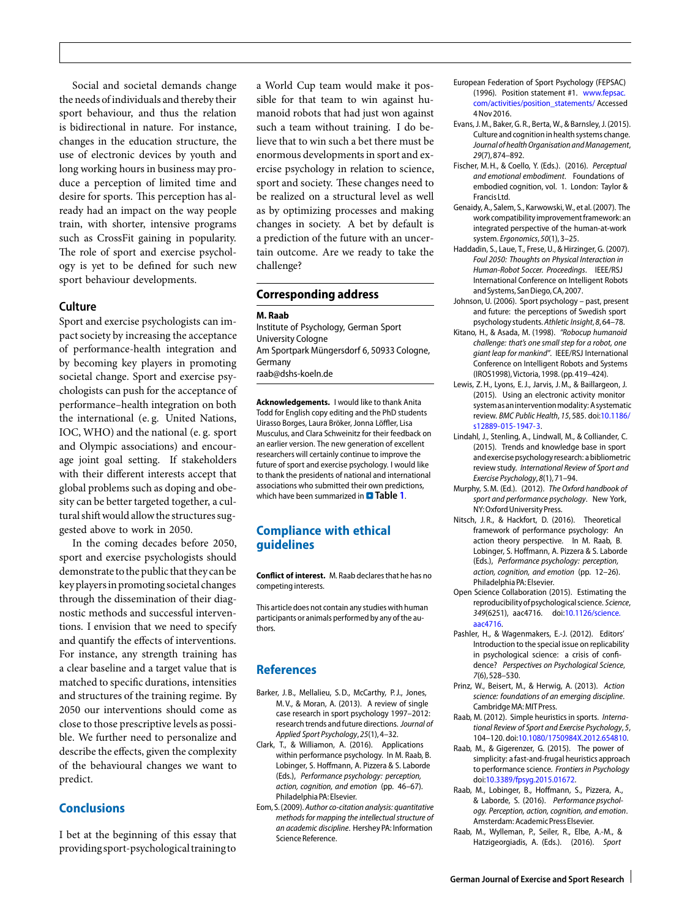Social and societal demands change the needs of individuals and thereby their sport behaviour, and thus the relation is bidirectional in nature. For instance, changes in the education structure, the use of electronic devices by youth and long working hours in business may produce a perception of limited time and desire for sports. This perception has already had an impact on the way people train, with shorter, intensive programs such as CrossFit gaining in popularity. The role of sport and exercise psychology is yet to be defined for such new sport behaviour developments.

### Culture

Sport and exercise psychologists can impact society by increasing the acceptance of performance-health integration and by becoming key players in promoting societal change. Sport and exercise psychologists can push for the acceptance of performance–health integration on both the international (e. g. United Nations, IOC, WHO) and the national (e. g. sport and Olympic associations) and encourage joint goal setting. If stakeholders with their different interests accept that global problems such as doping and obesity can be better targeted together, a cultural shift would allow the structures suggested above to work in 2050.

In the coming decades before 2050, sport and exercise psychologists should demonstrate to the public that they can be key players in promoting societal changes through the dissemination of their diagnostic methods and successful interventions. I envision that we need to specify and quantify the effects of interventions. For instance, any strength training has a clear baseline and a target value that is matched to specific durations, intensities and structures of the training regime. By 2050 our interventions should come as close to those prescriptive levels as possible. We further need to personalize and describe the effects, given the complexity of the behavioural changes we want to predict.

## Conclusions

I bet at the beginning of this essay that providing sport-psychological training to a World Cup team would make it possible for that team to win against humanoid robots that had just won against such a team without training. I do believe that to win such a bet there must be enormous developments in sport and exercise psychology in relation to science, sport and society. These changes need to be realized on a structural level as well as by optimizing processes and making changes in society. A bet by default is a prediction of the future with an uncertain outcome. Are we ready to take the challenge?

## Corresponding address

**M. Raab**
Institute of Psychology, German Sport University Cologne
Am Sportpark Müngersdorf 6, 50933 Cologne, Germany
raab@dshs-koeln.de

**Acknowledgements.** I would like to thank Anita Todd for English copy editing and the PhD students Uirasso Borges, Laura Bröker, Jonna Löffler, Lisa Musculus, and Clara Schweinitz for their feedback on an earlier version. The new generation of excellent researchers will certainly continue to improve the future of sport and exercise psychology. I would like to thank the presidents of national and international associations who submitted their own predictions, which have been summarized in **Table 1**.

## Compliance with ethical guidelines

**Conflict of interest.** M. Raab declares that he has no competing interests.

This article does not contain any studies with human participants or animals performed by any of the authors.

## References

Barker, J. B., Mellalieu, S. D., McCarthy, P. J., Jones, M. V., & Moran, A. (2013). A review of single case research in sport psychology 1997–2012: research trends and future directions. *Journal of Applied Sport Psychology*, *25*(1), 4–32.

Clark, T., & Williamon, A. (2016). Applications within performance psychology. In M. Raab, B. Lobinger, S. Hoffmann, A. Pizzera & S. Laborde (Eds.), *Performance psychology: perception, action, cognition, and emotion* (pp. 46–67). Philadelphia PA: Elsevier.

Eom, S. (2009). *Author co-citation analysis: quantitative methods for mapping the intellectual structure of an academic discipline*. Hershey PA: Information Science Reference.

European Federation of Sport Psychology (FEPSAC) (1996). Position statement #1. www.fepsac.com/activities/position_statements/ Accessed 4 Nov 2016.

Evans, J. M., Baker, G. R., Berta, W., & Barnsley, J. (2015). Culture and cognition in health systems change. *Journal of health Organisation and Management*, *29*(7), 874–892.

Fischer, M. H., & Coello, Y. (Eds.). (2016). *Perceptual and emotional embodiment*. Foundations of embodied cognition, vol. 1. London: Taylor & Francis Ltd.

Genaidy, A., Salem, S., Karwowski, W., et al. (2007). The work compatibility improvement framework: an integrated perspective of the human-at-work system. *Ergonomics*, *50*(1), 3–25.

Haddadin, S., Laue, T., Frese, U., & Hirzinger, G. (2007). *Foul 2050: Thoughts on Physical Interaction in Human-Robot Soccer. Proceedings*. IEEE/RSJ International Conference on Intelligent Robots and Systems, San Diego, CA, 2007.

Johnson, U. (2006). Sport psychology – past, present and future: the perceptions of Swedish sport psychology students. *Athletic Insight*, *8*, 64–78.

Kitano, H., & Asada, M. (1998). *"Robocup humanoid challenge: that's one small step for a robot, one giant leap for mankind"*. IEEE/RSJ International Conference on Intelligent Robots and Systems (IROS1998), Victoria, 1998. (pp. 419–424).

Lewis, Z. H., Lyons, E. J., Jarvis, J. M., & Baillargeon, J. (2015). Using an electronic activity monitor system as an intervention modality: A systematic review. *BMC Public Health*, *15*, 585. doi:10.1186/s12889-015-1947-3.

Lindahl, J., Stenling, A., Lindwall, M., & Colliander, C. (2015). Trends and knowledge base in sport and exercise psychology research: a bibliometric review study. *International Review of Sport and Exercise Psychology*, *8*(1), 71–94.

Murphy, S. M. (Ed.). (2012). *The Oxford handbook of sport and performance psychology*. New York, NY: Oxford University Press.

Nitsch, J. R., & Hackfort, D. (2016). Theoretical framework of performance psychology: An action theory perspective. In M. Raab, B. Lobinger, S. Hoffmann, A. Pizzera & S. Laborde (Eds.), *Performance psychology: perception, action, cognition, and emotion* (pp. 12–26). Philadelphia PA: Elsevier.

Open Science Collaboration (2015). Estimating the reproducibility of psychological science. *Science*, *349*(6251), aac4716. doi:10.1126/science.aac4716.

Pashler, H., & Wagenmakers, E.-J. (2012). Editors' Introduction to the special issue on replicability in psychological science: a crisis of confidence? *Perspectives on Psychological Science*, *7*(6), 528–530.

Prinz, W., Beisert, M., & Herwig, A. (2013). *Action science: foundations of an emerging discipline*. Cambridge MA: MIT Press.

Raab, M. (2012). Simple heuristics in sports. *International Review of Sport and Exercise Psychology*, *5*, 104–120. doi:10.1080/1750984X.2012.654810.

Raab, M., & Gigerenzer, G. (2015). The power of simplicity: a fast-and-frugal heuristics approach to performance science. *Frontiers in Psychology* doi:10.3389/fpsyg.2015.01672.

Raab, M., Lobinger, B., Hoffmann, S., Pizzera, A., & Laborde, S. (2016). *Performance psychology. Perception, action, cognition, and emotion*. Amsterdam: Academic Press Elsevier.

Raab, M., Wylleman, P., Seiler, R., Elbe, A.-M., & Hatzigeorgiadis, A. (Eds.). (2016). *Sport*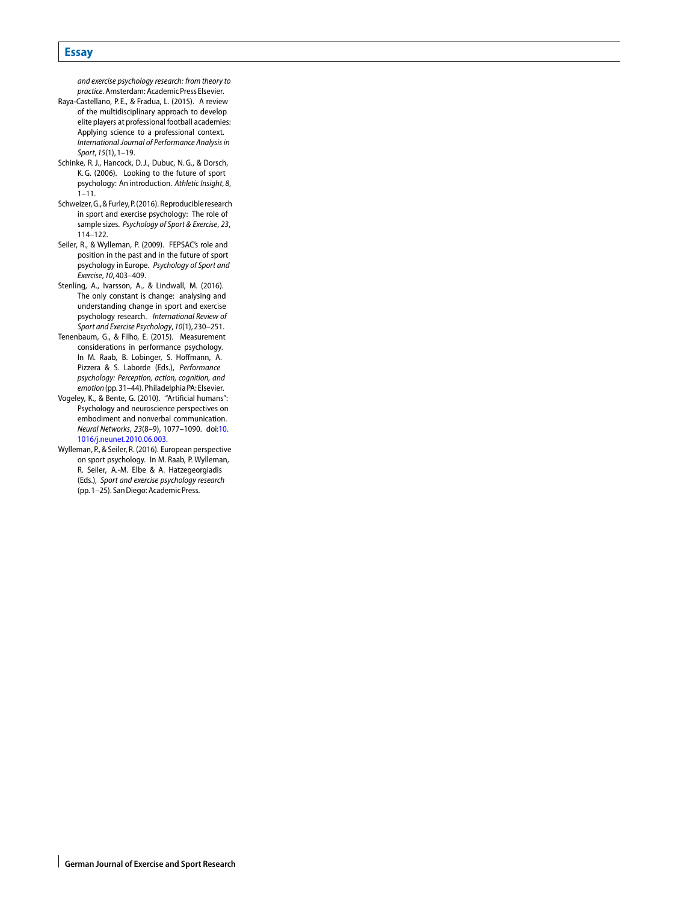*and exercise psychology research: from theory to practice*. Amsterdam: Academic Press Elsevier.

Raya-Castellano, P. E., & Fradua, L. (2015). A review of the multidisciplinary approach to develop elite players at professional football academies: Applying science to a professional context. *International Journal of Performance Analysis in Sport*, *15*(1), 1–19.

Schinke, R. J., Hancock, D. J., Dubuc, N. G., & Dorsch, K. G. (2006). Looking to the future of sport psychology: An introduction. *Athletic Insight*, *8*, 1–11.

Schweizer, G., & Furley, P. (2016). Reproducible research in sport and exercise psychology: The role of sample sizes. *Psychology of Sport & Exercise*, *23*, 114–122.

Seiler, R., & Wylleman, P. (2009). FEPSAC's role and position in the past and in the future of sport psychology in Europe. *Psychology of Sport and Exercise*, *10*, 403–409.

Stenling, A., Ivarsson, A., & Lindwall, M. (2016). The only constant is change: analysing and understanding change in sport and exercise psychology research. *International Review of Sport and Exercise Psychology*, *10*(1), 230–251.

Tenenbaum, G., & Filho, E. (2015). Measurement considerations in performance psychology. In M. Raab, B. Lobinger, S. Hoffmann, A. Pizzera & S. Laborde (Eds.), *Performance psychology: Perception, action, cognition, and emotion* (pp. 31–44). Philadelphia PA: Elsevier.

Vogeley, K., & Bente, G. (2010). "Artificial humans": Psychology and neuroscience perspectives on embodiment and nonverbal communication. *Neural Networks*, *23*(8–9), 1077–1090. doi:10.1016/j.neunet.2010.06.003.

Wylleman, P., & Seiler, R. (2016). European perspective on sport psychology. In M. Raab, P. Wylleman, R. Seiler, A.-M. Elbe & A. Hatzegeorgiadis (Eds.), *Sport and exercise psychology research* (pp. 1–25). San Diego: Academic Press.